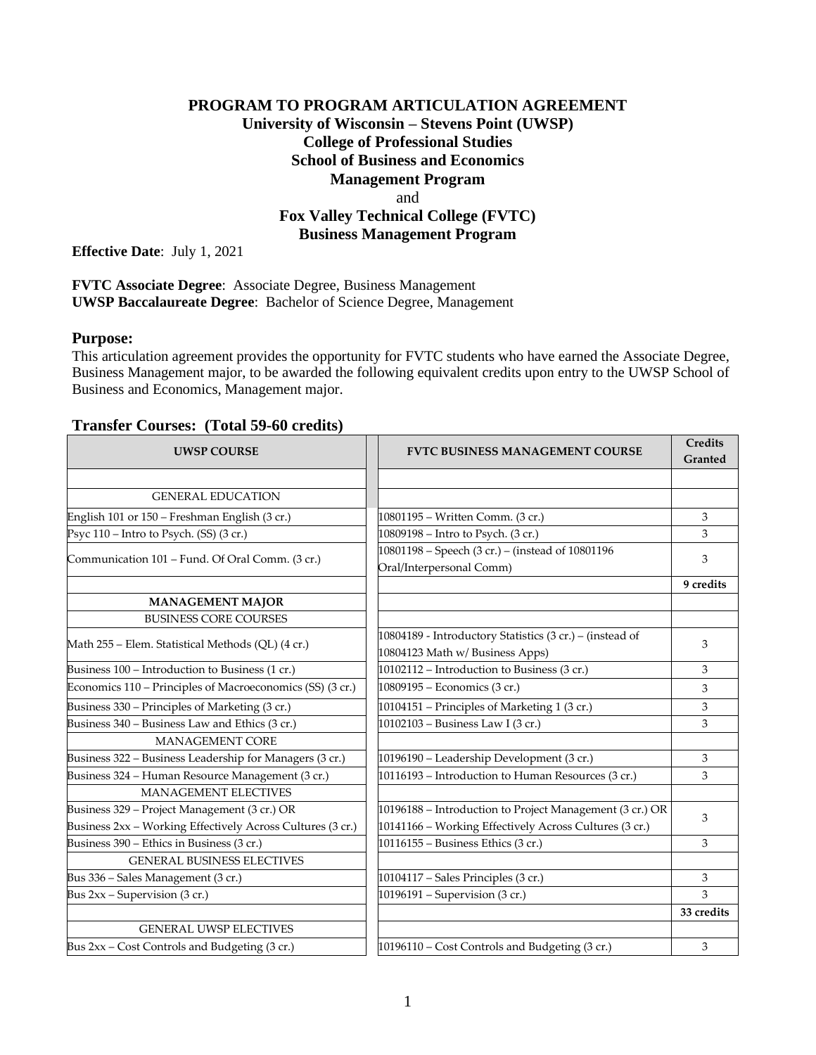# PROGRAM TO PROGRAM ARTICULATION AGREEMENT

**University of Wisconsin – Stevens Point (UWSP)**
**College of Professional Studies**
**School of Business and Economics**
**Management Program**
and
**Fox Valley Technical College (FVTC)**
**Business Management Program**

**Effective Date**: July 1, 2021

**FVTC Associate Degree**: Associate Degree, Business Management
**UWSP Baccalaureate Degree**: Bachelor of Science Degree, Management

## Purpose:

This articulation agreement provides the opportunity for FVTC students who have earned the Associate Degree, Business Management major, to be awarded the following equivalent credits upon entry to the UWSP School of Business and Economics, Management major.

## Transfer Courses: (Total 59-60 credits)

| UWSP COURSE | FVTC BUSINESS MANAGEMENT COURSE | Credits Granted |
|---|---|---|
| | | |
| GENERAL EDUCATION | | |
| English 101 or 150 – Freshman English (3 cr.) | 10801195 – Written Comm. (3 cr.) | 3 |
| Psyc 110 – Intro to Psych. (SS) (3 cr.) | 10809198 – Intro to Psych. (3 cr.) | 3 |
| Communication 101 – Fund. Of Oral Comm. (3 cr.) | 10801198 – Speech (3 cr.) – (instead of 10801196 Oral/Interpersonal Comm) | 3 |
| | | **9 credits** |
| **MANAGEMENT MAJOR** | | |
| BUSINESS CORE COURSES | | |
| Math 255 – Elem. Statistical Methods (QL) (4 cr.) | 10804189 - Introductory Statistics (3 cr.) – (instead of 10804123 Math w/ Business Apps) | 3 |
| Business 100 – Introduction to Business (1 cr.) | 10102112 – Introduction to Business (3 cr.) | 3 |
| Economics 110 – Principles of Macroeconomics (SS) (3 cr.) | 10809195 – Economics (3 cr.) | 3 |
| Business 330 – Principles of Marketing (3 cr.) | 10104151 – Principles of Marketing 1 (3 cr.) | 3 |
| Business 340 – Business Law and Ethics (3 cr.) | 10102103 – Business Law I (3 cr.) | 3 |
| MANAGEMENT CORE | | |
| Business 322 – Business Leadership for Managers (3 cr.) | 10196190 – Leadership Development (3 cr.) | 3 |
| Business 324 – Human Resource Management (3 cr.) | 10116193 – Introduction to Human Resources (3 cr.) | 3 |
| MANAGEMENT ELECTIVES | | |
| Business 329 – Project Management (3 cr.) OR Business 2xx – Working Effectively Across Cultures (3 cr.) | 10196188 – Introduction to Project Management (3 cr.) OR 10141166 – Working Effectively Across Cultures (3 cr.) | 3 |
| Business 390 – Ethics in Business (3 cr.) | 10116155 – Business Ethics (3 cr.) | 3 |
| GENERAL BUSINESS ELECTIVES | | |
| Bus 336 – Sales Management (3 cr.) | 10104117 – Sales Principles (3 cr.) | 3 |
| Bus 2xx – Supervision (3 cr.) | 10196191 – Supervision (3 cr.) | 3 |
| | | **33 credits** |
| GENERAL UWSP ELECTIVES | | |
| Bus 2xx – Cost Controls and Budgeting (3 cr.) | 10196110 – Cost Controls and Budgeting (3 cr.) | 3 |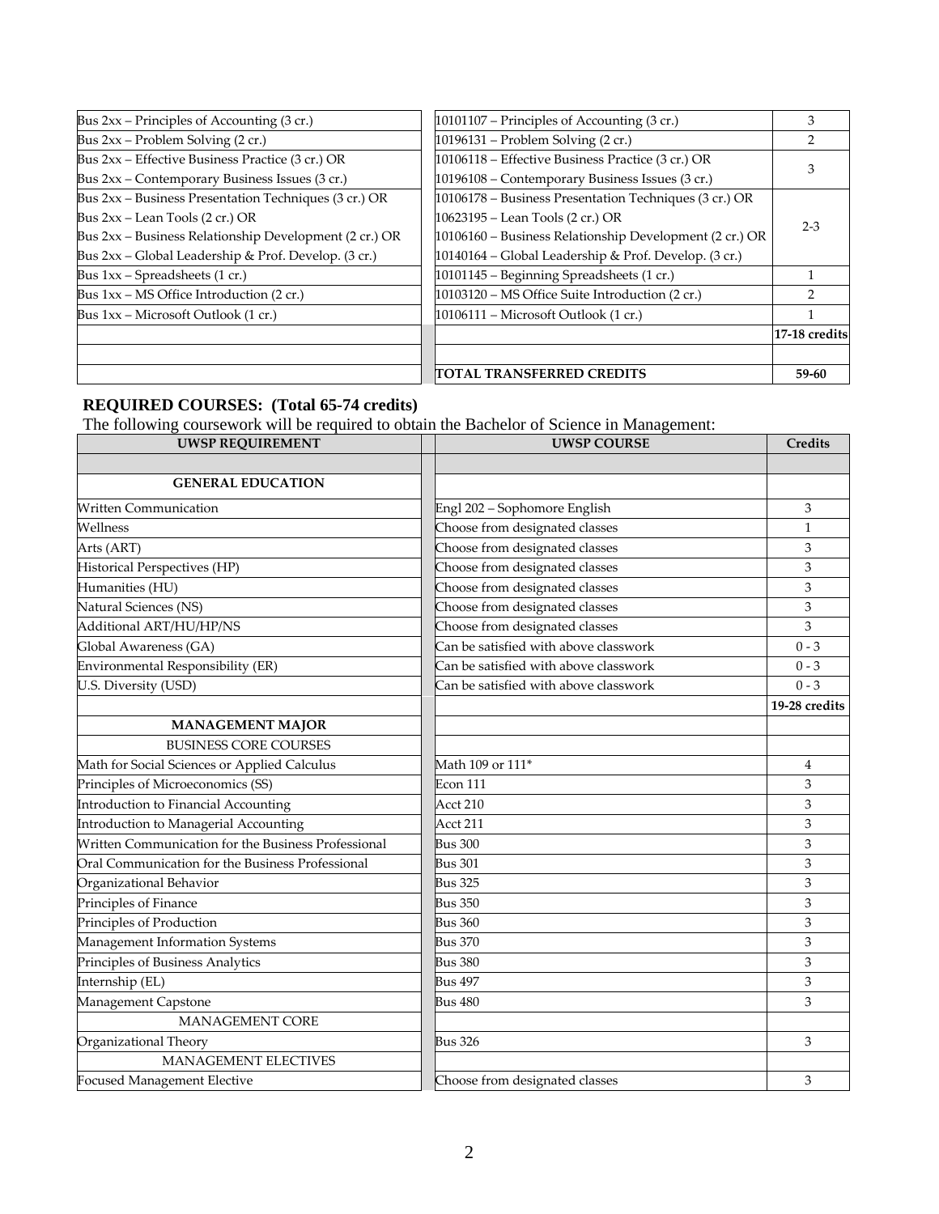| | | |
|---|---|---|
| Bus 2xx – Principles of Accounting (3 cr.) | 10101107 – Principles of Accounting (3 cr.) | 3 |
| Bus 2xx – Problem Solving (2 cr.) | 10196131 – Problem Solving (2 cr.) | 2 |
| Bus 2xx – Effective Business Practice (3 cr.) OR<br>Bus 2xx – Contemporary Business Issues (3 cr.) | 10106118 – Effective Business Practice (3 cr.) OR<br>10196108 – Contemporary Business Issues (3 cr.) | 3 |
| Bus 2xx – Business Presentation Techniques (3 cr.) OR<br>Bus 2xx – Lean Tools (2 cr.) OR<br>Bus 2xx – Business Relationship Development (2 cr.) OR<br>Bus 2xx – Global Leadership & Prof. Develop. (3 cr.) | 10106178 – Business Presentation Techniques (3 cr.) OR<br>10623195 – Lean Tools (2 cr.) OR<br>10106160 – Business Relationship Development (2 cr.) OR<br>10140164 – Global Leadership & Prof. Develop. (3 cr.) | 2-3 |
| Bus 1xx – Spreadsheets (1 cr.) | 10101145 – Beginning Spreadsheets (1 cr.) | 1 |
| Bus 1xx – MS Office Introduction (2 cr.) | 10103120 – MS Office Suite Introduction (2 cr.) | 2 |
| Bus 1xx – Microsoft Outlook (1 cr.) | 10106111 – Microsoft Outlook (1 cr.) | 1 |
| | | **17-18 credits** |
| | | |
| | **TOTAL TRANSFERRED CREDITS** | **59-60** |

**REQUIRED COURSES: (Total 65-74 credits)**

The following coursework will be required to obtain the Bachelor of Science in Management:

| UWSP REQUIREMENT | UWSP COURSE | Credits |
|---|---|---|
| | | |
| **GENERAL EDUCATION** | | |
| Written Communication | Engl 202 – Sophomore English | 3 |
| Wellness | Choose from designated classes | 1 |
| Arts (ART) | Choose from designated classes | 3 |
| Historical Perspectives (HP) | Choose from designated classes | 3 |
| Humanities (HU) | Choose from designated classes | 3 |
| Natural Sciences (NS) | Choose from designated classes | 3 |
| Additional ART/HU/HP/NS | Choose from designated classes | 3 |
| Global Awareness (GA) | Can be satisfied with above classwork | 0 - 3 |
| Environmental Responsibility (ER) | Can be satisfied with above classwork | 0 - 3 |
| U.S. Diversity (USD) | Can be satisfied with above classwork | 0 - 3 |
| | | **19-28 credits** |
| **MANAGEMENT MAJOR** | | |
| BUSINESS CORE COURSES | | |
| Math for Social Sciences or Applied Calculus | Math 109 or 111* | 4 |
| Principles of Microeconomics (SS) | Econ 111 | 3 |
| Introduction to Financial Accounting | Acct 210 | 3 |
| Introduction to Managerial Accounting | Acct 211 | 3 |
| Written Communication for the Business Professional | Bus 300 | 3 |
| Oral Communication for the Business Professional | Bus 301 | 3 |
| Organizational Behavior | Bus 325 | 3 |
| Principles of Finance | Bus 350 | 3 |
| Principles of Production | Bus 360 | 3 |
| Management Information Systems | Bus 370 | 3 |
| Principles of Business Analytics | Bus 380 | 3 |
| Internship (EL) | Bus 497 | 3 |
| Management Capstone | Bus 480 | 3 |
| MANAGEMENT CORE | | |
| Organizational Theory | Bus 326 | 3 |
| MANAGEMENT ELECTIVES | | |
| Focused Management Elective | Choose from designated classes | 3 |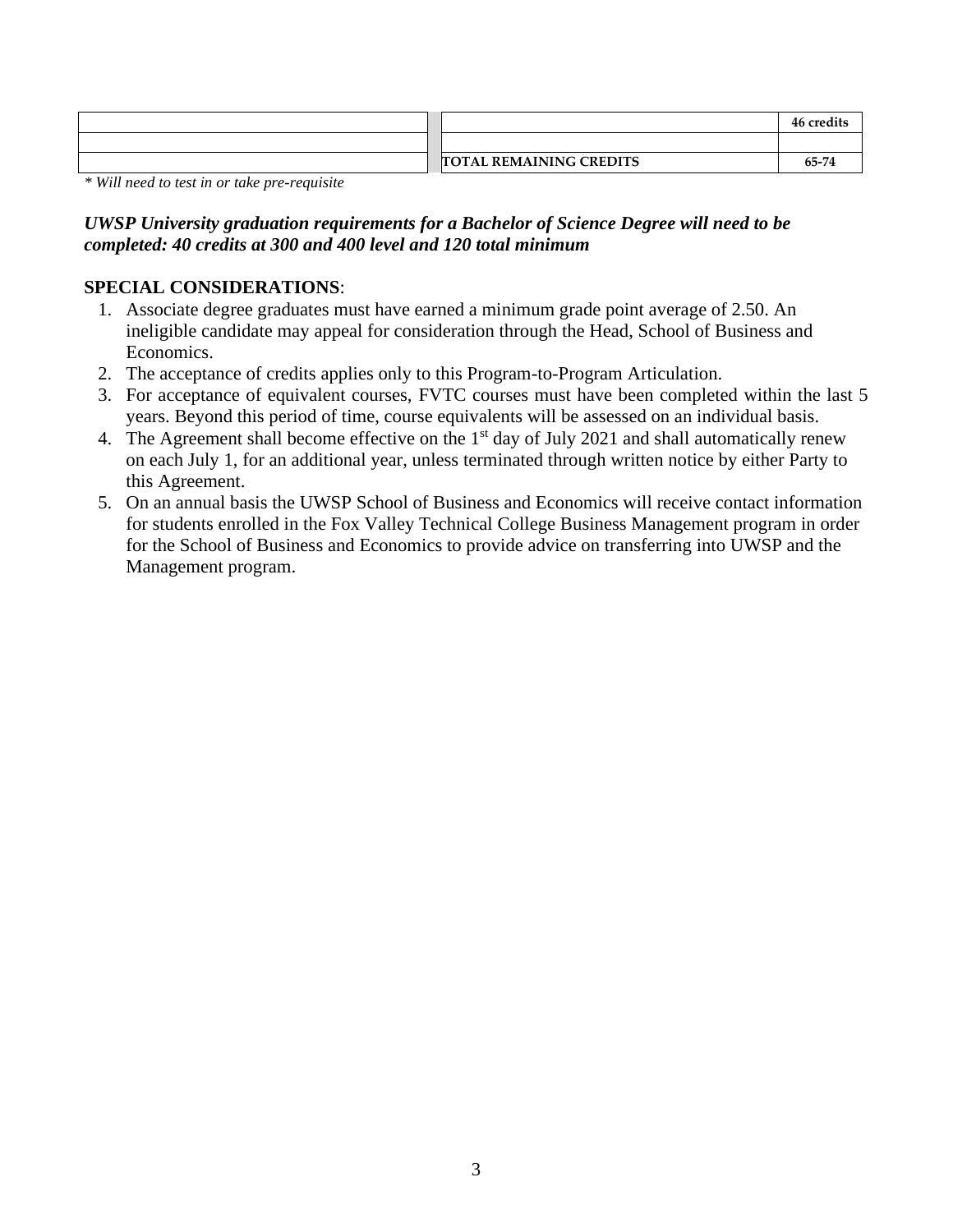| | | |
|---|---|---|
| | | **46 credits** |
| | | |
| | **TOTAL REMAINING CREDITS** | **65-74** |

*\* Will need to test in or take pre-requisite*

***UWSP University graduation requirements for a Bachelor of Science Degree will need to be completed: 40 credits at 300 and 400 level and 120 total minimum***

**SPECIAL CONSIDERATIONS**:

1. Associate degree graduates must have earned a minimum grade point average of 2.50. An ineligible candidate may appeal for consideration through the Head, School of Business and Economics.
2. The acceptance of credits applies only to this Program-to-Program Articulation.
3. For acceptance of equivalent courses, FVTC courses must have been completed within the last 5 years. Beyond this period of time, course equivalents will be assessed on an individual basis.
4. The Agreement shall become effective on the 1st day of July 2021 and shall automatically renew on each July 1, for an additional year, unless terminated through written notice by either Party to this Agreement.
5. On an annual basis the UWSP School of Business and Economics will receive contact information for students enrolled in the Fox Valley Technical College Business Management program in order for the School of Business and Economics to provide advice on transferring into UWSP and the Management program.